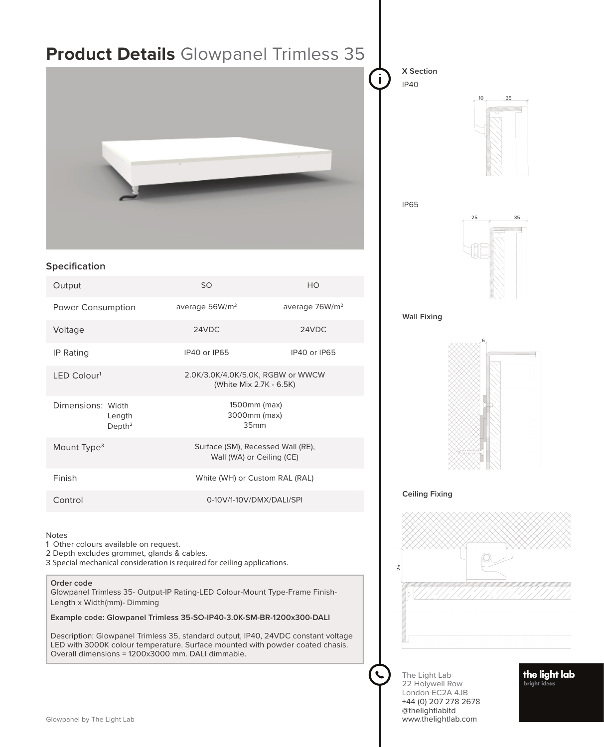# **Product Details** Glowpanel Trimless 35

## Specification

| Output | SO | HO |
|---|---|---|
| Power Consumption | average 56W/m² | average 76W/m² |
| Voltage | 24VDC | 24VDC |
| IP Rating | IP40 or IP65 | IP40 or IP65 |
| LED Colour[1] | 2.0K/3.0K/4.0K/5.0K, RGBW or WWCW (White Mix 2.7K - 6.5K) | |
| Dimensions: Width / Length / Depth[2] | 1500mm (max) / 3000mm (max) / 35mm | |
| Mount Type[3] | Surface (SM), Recessed Wall (RE), Wall (WA) or Ceiling (CE) | |
| Finish | White (WH) or Custom RAL (RAL) | |
| Control | 0-10V/1-10V/DMX/DALI/SPI | |

Notes
1 Other colours available on request.
2 Depth excludes grommet, glands & cables.
3 Special mechanical consideration is required for ceiling applications.

**Order code**
Glowpanel Trimless 35- Output-IP Rating-LED Colour-Mount Type-Frame Finish-Length x Width(mm)- Dimming

**Example code: Glowpanel Trimless 35-SO-IP40-3.0K-SM-BR-1200x300-DALI**

Description: Glowpanel Trimless 35, standard output, IP40, 24VDC constant voltage LED with 3000K colour temperature. Surface mounted with powder coated chassis. Overall dimensions = 1200x3000 mm. DALI dimmable.

**X Section**

IP40

10 35

IP65

25 35

**Wall Fixing**

6

**Ceiling Fixing**

25

The Light Lab
22 Holywell Row
London EC2A 4JB
+44 (0) 207 278 2678
@thelightlabltd
www.thelightlab.com

**the light lab**
bright ideas

Glowpanel by The Light Lab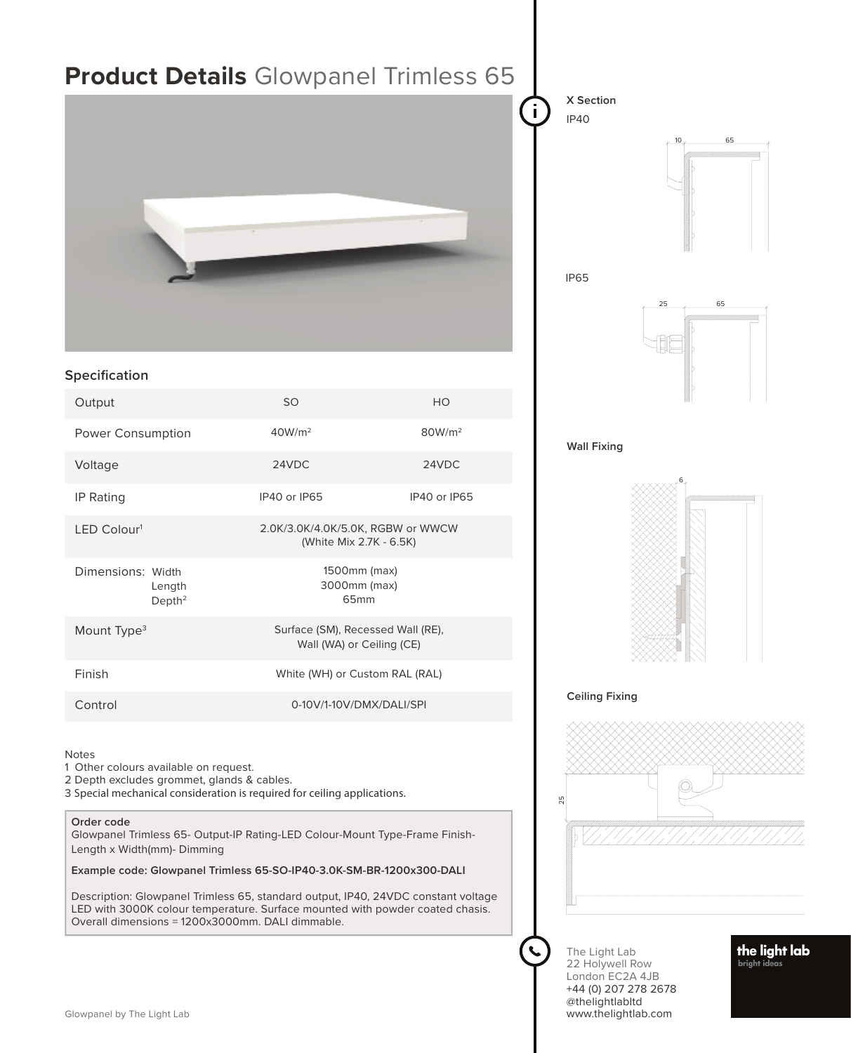# **Product Details** Glowpanel Trimless 65

## Specification

| | | |
|---|---|---|
| Output | SO | HO |
| Power Consumption | $40W/m^2$ | $80W/m^2$ |
| Voltage | 24VDC | 24VDC |
| IP Rating | IP40 or IP65 | IP40 or IP65 |
| LED Colour[1] | 2.0K/3.0K/4.0K/5.0K, RGBW or WWCW (White Mix 2.7K - 6.5K) | |
| Dimensions: Width / Length / Depth[2] | 1500mm (max) / 3000mm (max) / 65mm | |
| Mount Type[3] | Surface (SM), Recessed Wall (RE), Wall (WA) or Ceiling (CE) | |
| Finish | White (WH) or Custom RAL (RAL) | |
| Control | 0-10V/1-10V/DMX/DALI/SPI | |

Notes
1 Other colours available on request.
2 Depth excludes grommet, glands & cables.
3 Special mechanical consideration is required for ceiling applications.

**Order code**
Glowpanel Trimless 65- Output-IP Rating-LED Colour-Mount Type-Frame Finish-Length x Width(mm)- Dimming

**Example code: Glowpanel Trimless 65-SO-IP40-3.0K-SM-BR-1200x300-DALI**

Description: Glowpanel Trimless 65, standard output, IP40, 24VDC constant voltage LED with 3000K colour temperature. Surface mounted with powder coated chasis. Overall dimensions = 1200x3000mm. DALI dimmable.

**X Section**

IP40

10
65

IP65

25
65

**Wall Fixing**

6

**Ceiling Fixing**

25

The Light Lab
22 Holywell Row
London EC2A 4JB
+44 (0) 207 278 2678
@thelightlabltd
www.thelightlab.com

**the light lab**
bright ideas

Glowpanel by The Light Lab